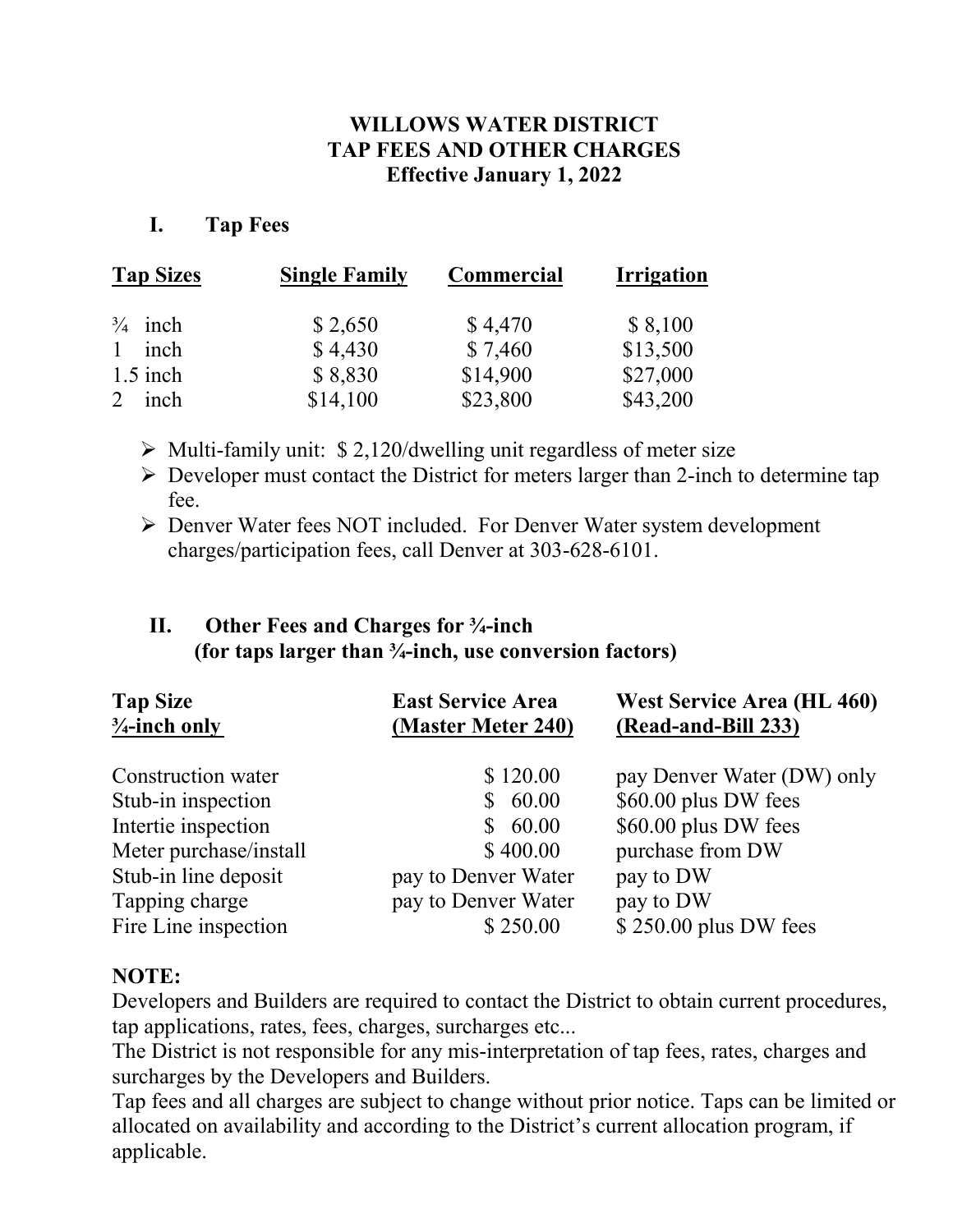# WILLOWS WATER DISTRICT
# TAP FEES AND OTHER CHARGES
### Effective January 1, 2022

## I. Tap Fees

| Tap Sizes | Single Family | Commercial | Irrigation |
|---|---|---|---|
| ¾ inch | $ 2,650 | $ 4,470 | $ 8,100 |
| 1 inch | $ 4,430 | $ 7,460 | $13,500 |
| 1.5 inch | $ 8,830 | $14,900 | $27,000 |
| 2 inch | $14,100 | $23,800 | $43,200 |

- Multi-family unit: $ 2,120/dwelling unit regardless of meter size
- Developer must contact the District for meters larger than 2-inch to determine tap fee.
- Denver Water fees NOT included. For Denver Water system development charges/participation fees, call Denver at 303-628-6101.

## II. Other Fees and Charges for ¾-inch
**(for taps larger than ¾-inch, use conversion factors)**

| Tap Size ¾-inch only | East Service Area (Master Meter 240) | West Service Area (HL 460) (Read-and-Bill 233) |
|---|---|---|
| Construction water | $ 120.00 | pay Denver Water (DW) only |
| Stub-in inspection | $ 60.00 | $60.00 plus DW fees |
| Intertie inspection | $ 60.00 | $60.00 plus DW fees |
| Meter purchase/install | $ 400.00 | purchase from DW |
| Stub-in line deposit | pay to Denver Water | pay to DW |
| Tapping charge | pay to Denver Water | pay to DW |
| Fire Line inspection | $ 250.00 | $ 250.00 plus DW fees |

**NOTE:**

Developers and Builders are required to contact the District to obtain current procedures, tap applications, rates, fees, charges, surcharges etc...

The District is not responsible for any mis-interpretation of tap fees, rates, charges and surcharges by the Developers and Builders.

Tap fees and all charges are subject to change without prior notice. Taps can be limited or allocated on availability and according to the District's current allocation program, if applicable.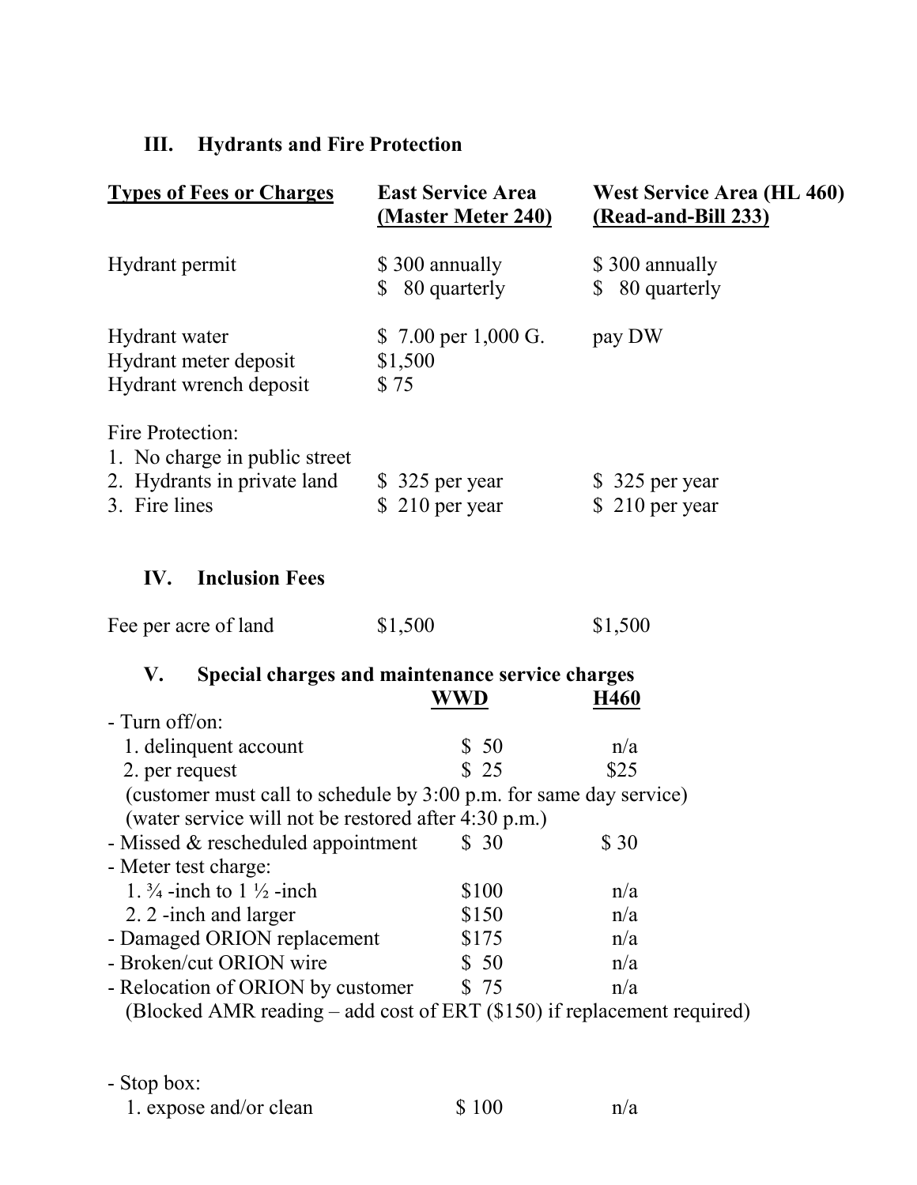## III. Hydrants and Fire Protection

| Types of Fees or Charges | East Service Area (Master Meter 240) | West Service Area (HL 460) (Read-and-Bill 233) |
|---|---|---|
| Hydrant permit | $ 300 annually<br>$ 80 quarterly | $ 300 annually<br>$ 80 quarterly |
| Hydrant water | $ 7.00 per 1,000 G. | pay DW |
| Hydrant meter deposit | $1,500 | |
| Hydrant wrench deposit | $ 75 | |
| Fire Protection: | | |
| 1. No charge in public street | | |
| 2. Hydrants in private land | $ 325 per year | $ 325 per year |
| 3. Fire lines | $ 210 per year | $ 210 per year |

## IV. Inclusion Fees

| | | |
|---|---|---|
| Fee per acre of land | $1,500 | $1,500 |

## V. Special charges and maintenance service charges

| | WWD | H460 |
|---|---|---|
| - Turn off/on: | | |
| 1. delinquent account | $ 50 | n/a |
| 2. per request | $ 25 | $25 |
| (customer must call to schedule by 3:00 p.m. for same day service) | | |
| (water service will not be restored after 4:30 p.m.) | | |
| - Missed & rescheduled appointment | $ 30 | $ 30 |
| - Meter test charge: | | |
| 1. ¾ -inch to 1 ½ -inch | $100 | n/a |
| 2. 2 -inch and larger | $150 | n/a |
| - Damaged ORION replacement | $175 | n/a |
| - Broken/cut ORION wire | $ 50 | n/a |
| - Relocation of ORION by customer | $ 75 | n/a |
| (Blocked AMR reading – add cost of ERT ($150) if replacement required) | | |
| - Stop box: | | |
| 1. expose and/or clean | $ 100 | n/a |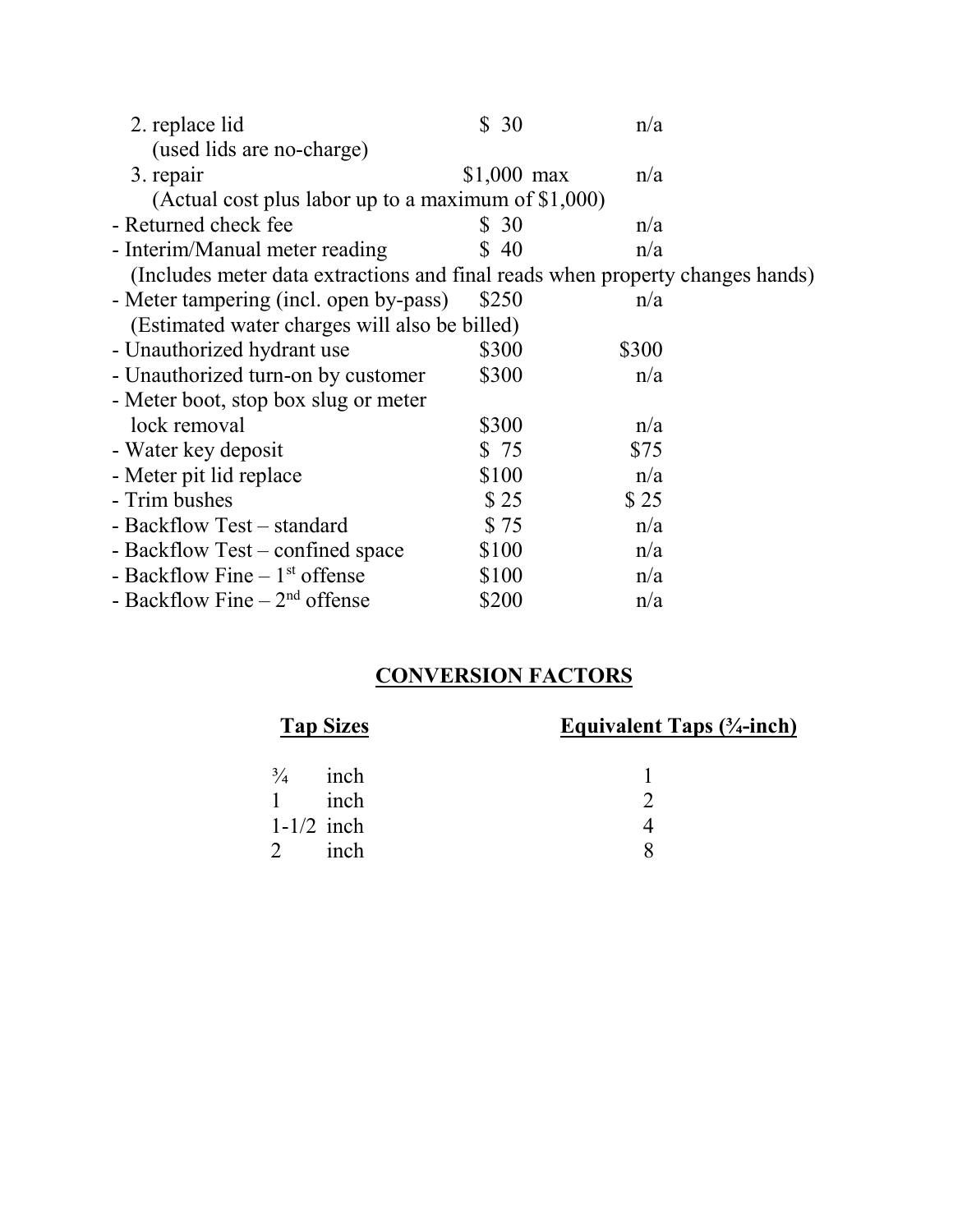| | | |
|---|---|---|
| 2. replace lid (used lids are no-charge) | $ 30 | n/a |
| 3. repair (Actual cost plus labor up to a maximum of $1,000) | $1,000 max | n/a |
| - Returned check fee | $ 30 | n/a |
| - Interim/Manual meter reading (Includes meter data extractions and final reads when property changes hands) | $ 40 | n/a |
| - Meter tampering (incl. open by-pass) (Estimated water charges will also be billed) | $250 | n/a |
| - Unauthorized hydrant use | $300 | $300 |
| - Unauthorized turn-on by customer | $300 | n/a |
| - Meter boot, stop box slug or meter lock removal | $300 | n/a |
| - Water key deposit | $ 75 | $75 |
| - Meter pit lid replace | $100 | n/a |
| - Trim bushes | $ 25 | $ 25 |
| - Backflow Test – standard | $ 75 | n/a |
| - Backflow Test – confined space | $100 | n/a |
| - Backflow Fine – 1st offense | $100 | n/a |
| - Backflow Fine – 2nd offense | $200 | n/a |

## CONVERSION FACTORS

| Tap Sizes | Equivalent Taps (¾-inch) |
|---|---|
| ¾ inch | 1 |
| 1 inch | 2 |
| 1-1/2 inch | 4 |
| 2 inch | 8 |